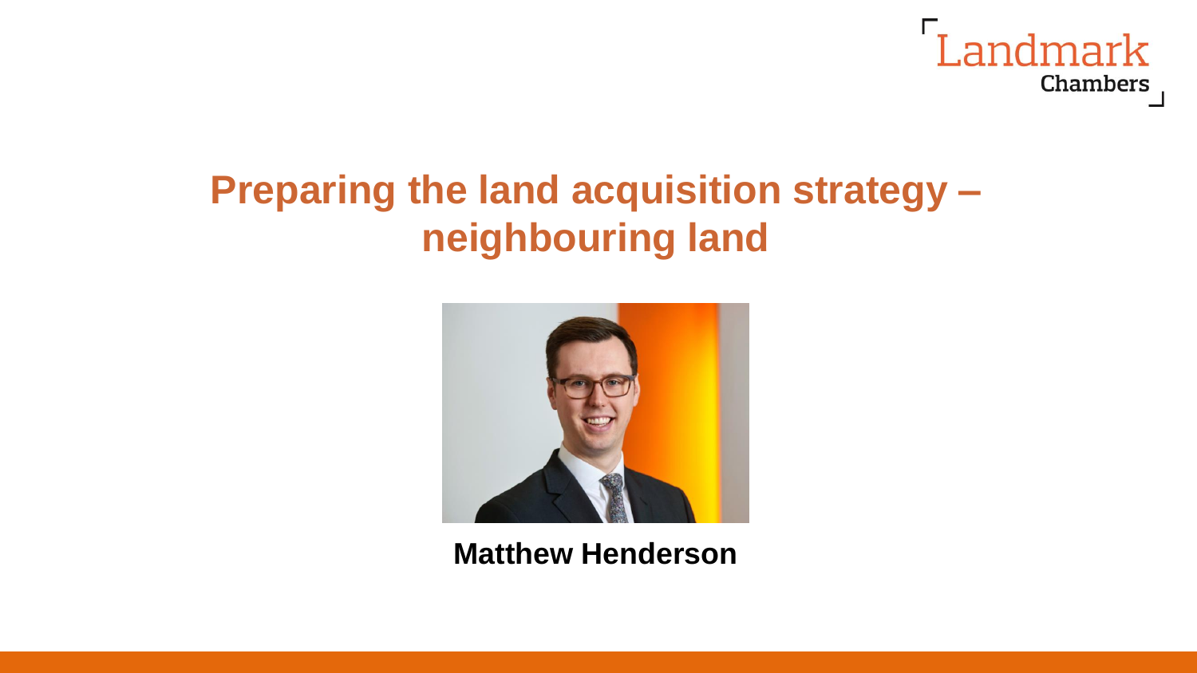Landmark Chambers

# Preparing the land acquisition strategy – neighbouring land

**Matthew Henderson**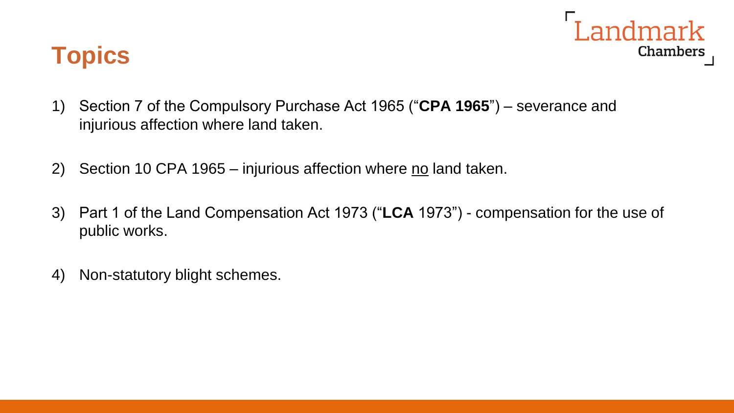# Topics

1) Section 7 of the Compulsory Purchase Act 1965 ("**CPA 1965**") – severance and injurious affection where land taken.

2) Section 10 CPA 1965 – injurious affection where <u>no</u> land taken.

3) Part 1 of the Land Compensation Act 1973 ("**LCA** 1973") - compensation for the use of public works.

4) Non-statutory blight schemes.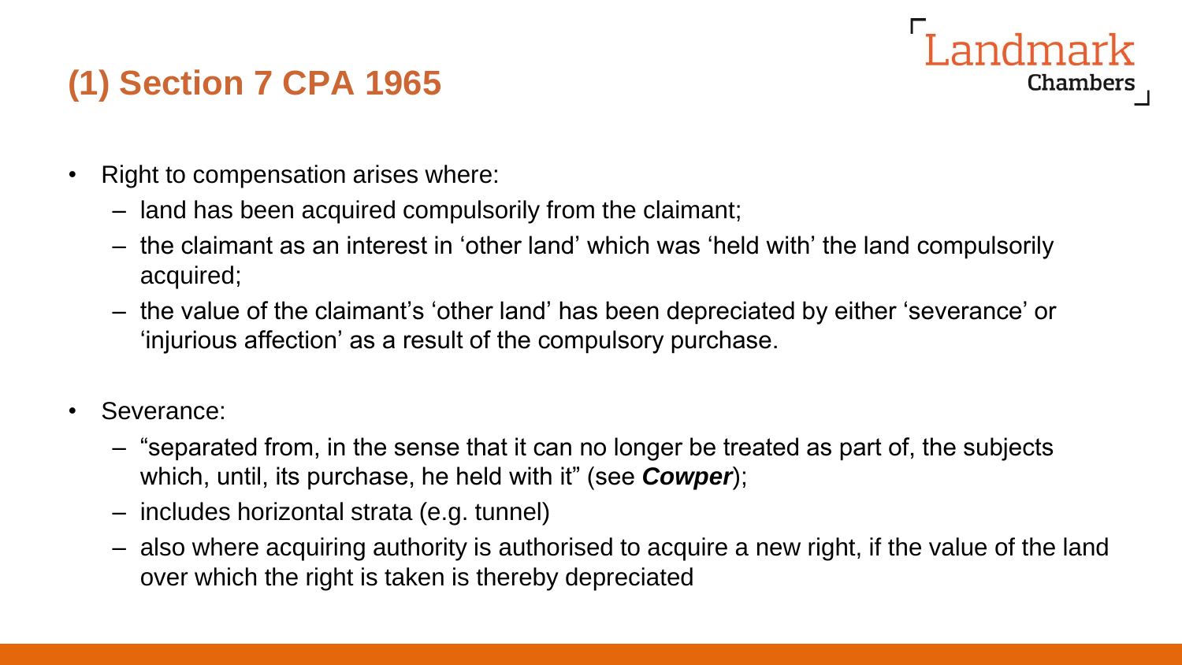## (1) Section 7 CPA 1965

- Right to compensation arises where:
  - land has been acquired compulsorily from the claimant;
  - the claimant as an interest in 'other land' which was 'held with' the land compulsorily acquired;
  - the value of the claimant's 'other land' has been depreciated by either 'severance' or 'injurious affection' as a result of the compulsory purchase.

- Severance:
  - "separated from, in the sense that it can no longer be treated as part of, the subjects which, until, its purchase, he held with it" (see ***Cowper***);
  - includes horizontal strata (e.g. tunnel)
  - also where acquiring authority is authorised to acquire a new right, if the value of the land over which the right is taken is thereby depreciated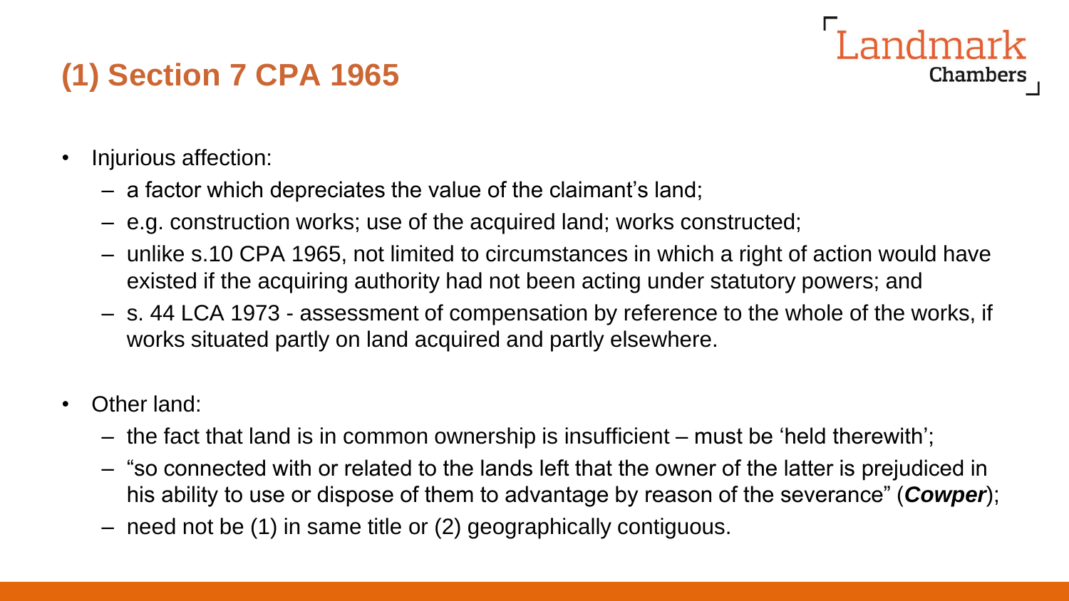# (1) Section 7 CPA 1965

- Injurious affection:
  - a factor which depreciates the value of the claimant's land;
  - e.g. construction works; use of the acquired land; works constructed;
  - unlike s.10 CPA 1965, not limited to circumstances in which a right of action would have existed if the acquiring authority had not been acting under statutory powers; and
  - s. 44 LCA 1973 - assessment of compensation by reference to the whole of the works, if works situated partly on land acquired and partly elsewhere.

- Other land:
  - the fact that land is in common ownership is insufficient – must be 'held therewith';
  - "so connected with or related to the lands left that the owner of the latter is prejudiced in his ability to use or dispose of them to advantage by reason of the severance" (***Cowper***);
  - need not be (1) in same title or (2) geographically contiguous.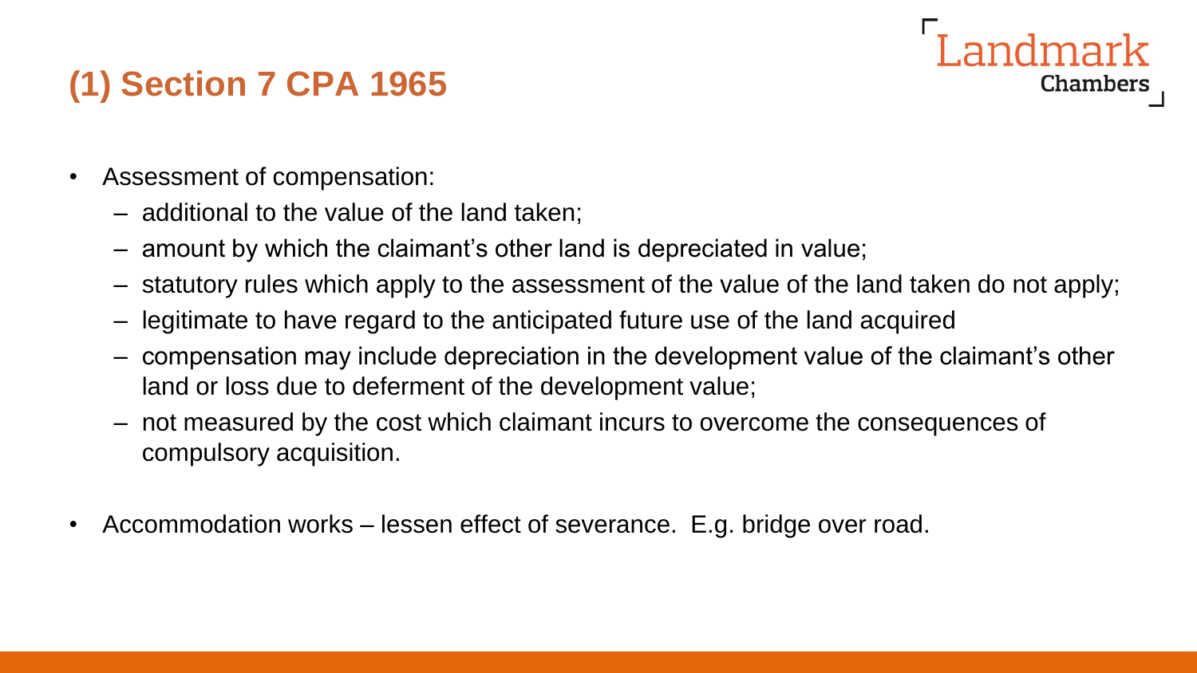# (1) Section 7 CPA 1965

- Assessment of compensation:
  - additional to the value of the land taken;
  - amount by which the claimant's other land is depreciated in value;
  - statutory rules which apply to the assessment of the value of the land taken do not apply;
  - legitimate to have regard to the anticipated future use of the land acquired
  - compensation may include depreciation in the development value of the claimant's other land or loss due to deferment of the development value;
  - not measured by the cost which claimant incurs to overcome the consequences of compulsory acquisition.
- Accommodation works – lessen effect of severance. E.g. bridge over road.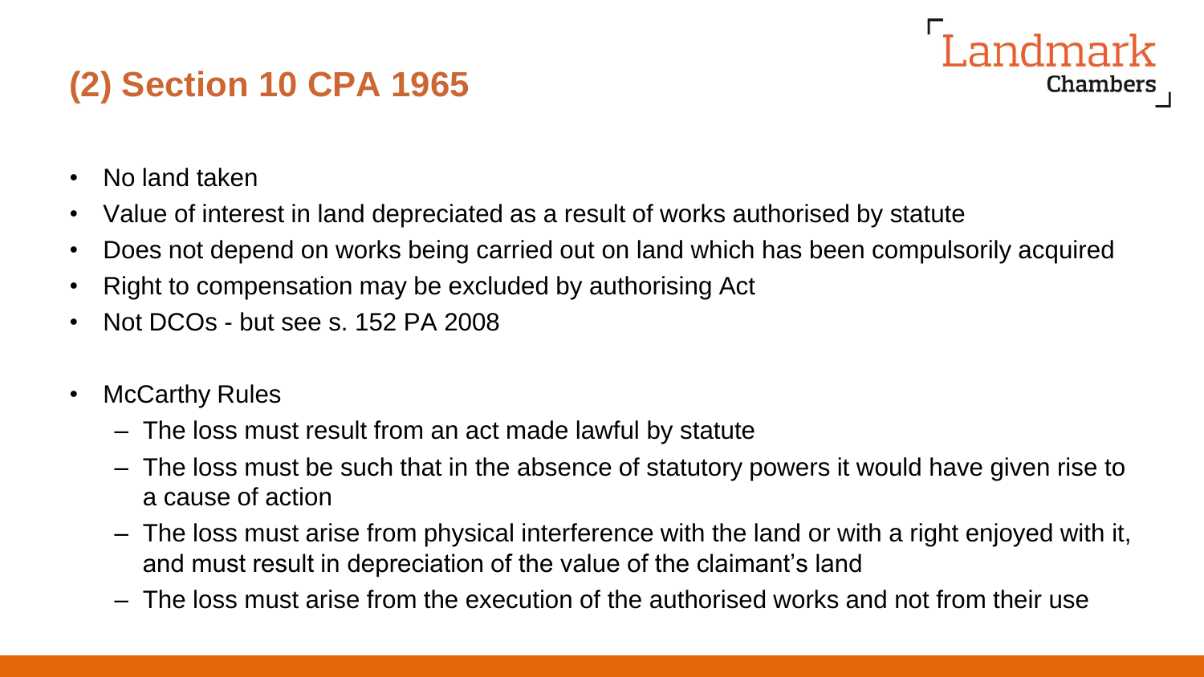# (2) Section 10 CPA 1965

- No land taken
- Value of interest in land depreciated as a result of works authorised by statute
- Does not depend on works being carried out on land which has been compulsorily acquired
- Right to compensation may be excluded by authorising Act
- Not DCOs - but see s. 152 PA 2008

- McCarthy Rules
  - The loss must result from an act made lawful by statute
  - The loss must be such that in the absence of statutory powers it would have given rise to a cause of action
  - The loss must arise from physical interference with the land or with a right enjoyed with it, and must result in depreciation of the value of the claimant's land
  - The loss must arise from the execution of the authorised works and not from their use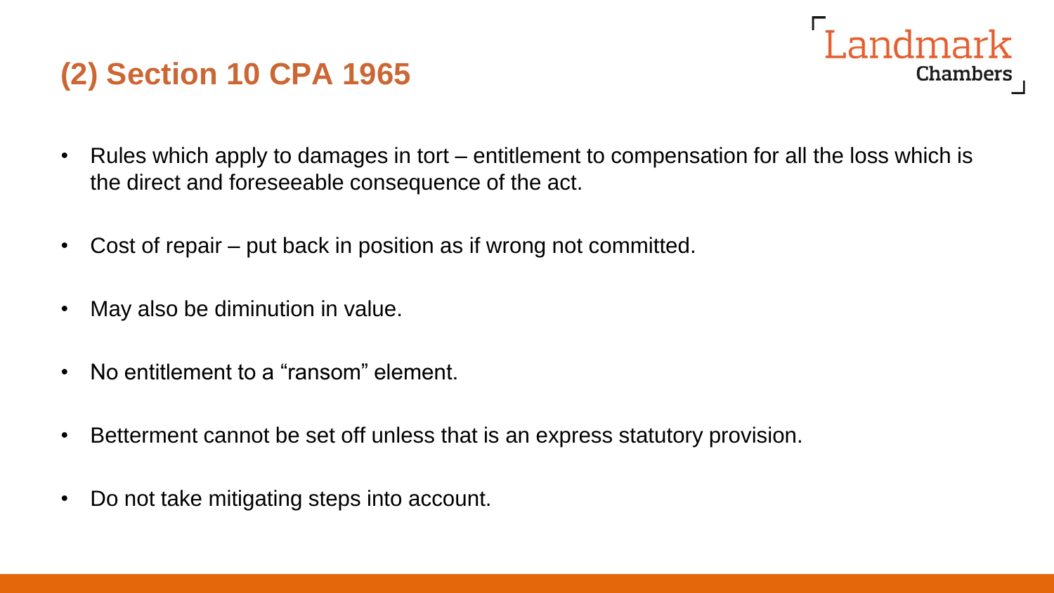## (2) Section 10 CPA 1965

- Rules which apply to damages in tort – entitlement to compensation for all the loss which is the direct and foreseeable consequence of the act.
- Cost of repair – put back in position as if wrong not committed.
- May also be diminution in value.
- No entitlement to a "ransom" element.
- Betterment cannot be set off unless that is an express statutory provision.
- Do not take mitigating steps into account.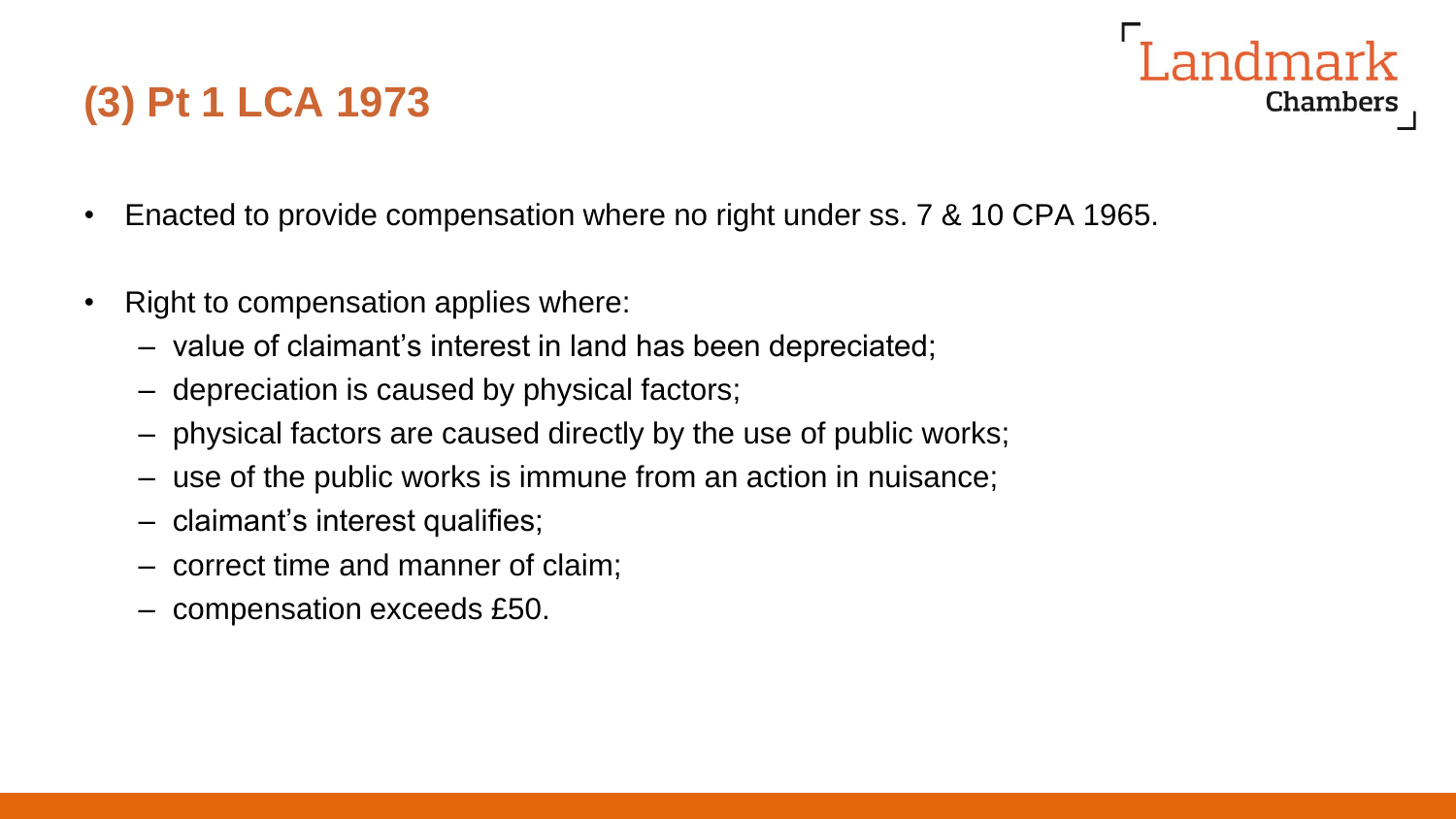# (3) Pt 1 LCA 1973

- Enacted to provide compensation where no right under ss. 7 & 10 CPA 1965.
- Right to compensation applies where:
  - value of claimant's interest in land has been depreciated;
  - depreciation is caused by physical factors;
  - physical factors are caused directly by the use of public works;
  - use of the public works is immune from an action in nuisance;
  - claimant's interest qualifies;
  - correct time and manner of claim;
  - compensation exceeds £50.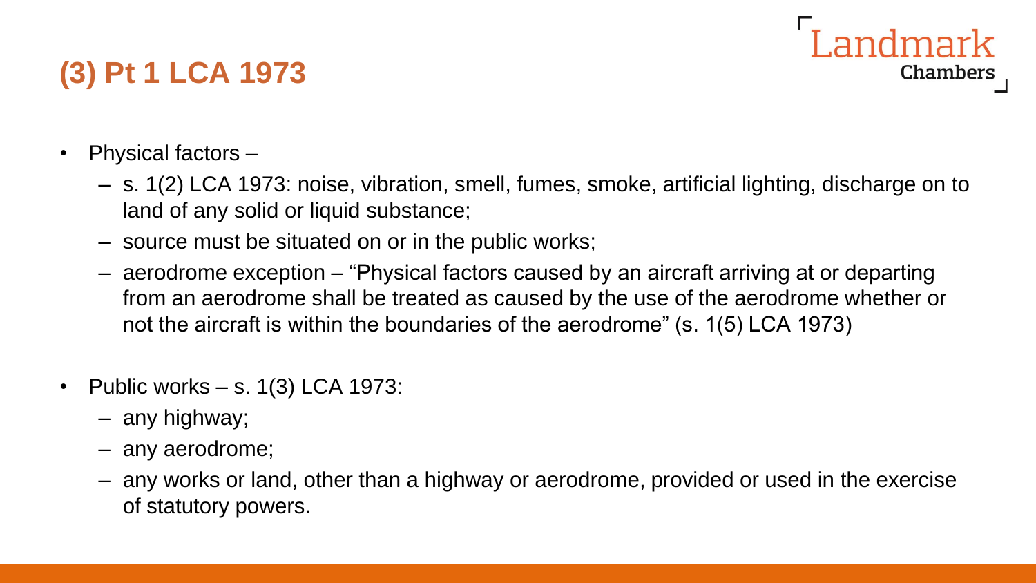## (3) Pt 1 LCA 1973

- Physical factors –
  - s. 1(2) LCA 1973: noise, vibration, smell, fumes, smoke, artificial lighting, discharge on to land of any solid or liquid substance;
  - source must be situated on or in the public works;
  - aerodrome exception – "Physical factors caused by an aircraft arriving at or departing from an aerodrome shall be treated as caused by the use of the aerodrome whether or not the aircraft is within the boundaries of the aerodrome" (s. 1(5) LCA 1973)

- Public works – s. 1(3) LCA 1973:
  - any highway;
  - any aerodrome;
  - any works or land, other than a highway or aerodrome, provided or used in the exercise of statutory powers.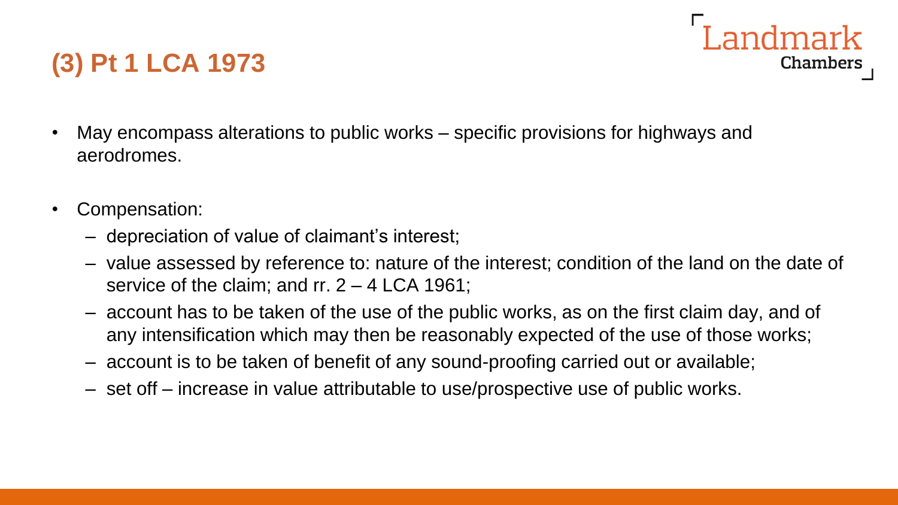# (3) Pt 1 LCA 1973

- May encompass alterations to public works – specific provisions for highways and aerodromes.

- Compensation:
  - depreciation of value of claimant's interest;
  - value assessed by reference to: nature of the interest; condition of the land on the date of service of the claim; and rr. 2 – 4 LCA 1961;
  - account has to be taken of the use of the public works, as on the first claim day, and of any intensification which may then be reasonably expected of the use of those works;
  - account is to be taken of benefit of any sound-proofing carried out or available;
  - set off – increase in value attributable to use/prospective use of public works.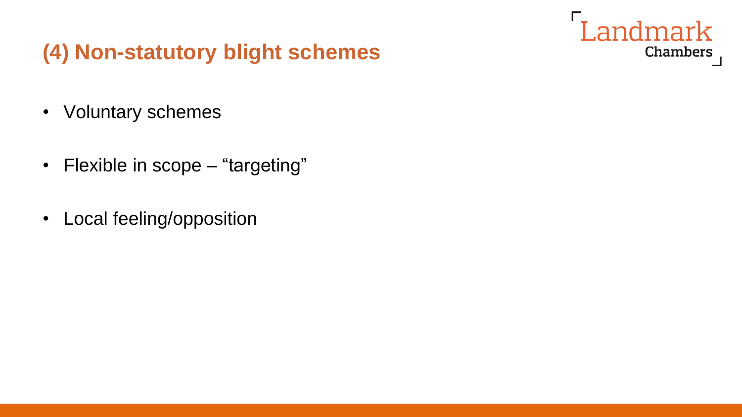## (4) Non-statutory blight schemes

- Voluntary schemes
- Flexible in scope – “targeting”
- Local feeling/opposition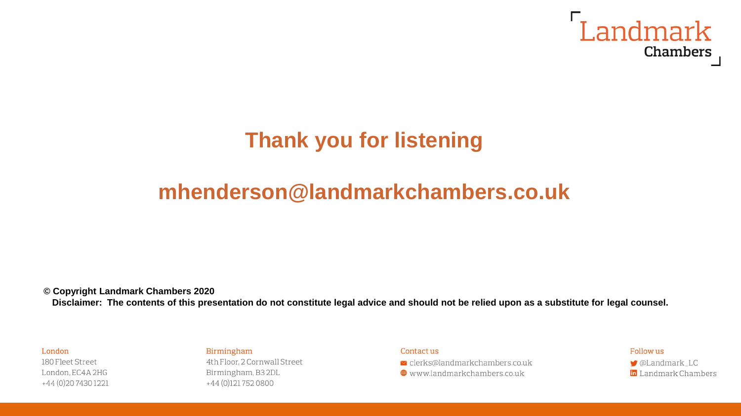Landmark Chambers

# Thank you for listening

## mhenderson@landmarkchambers.co.uk

**© Copyright Landmark Chambers 2020**

**Disclaimer: The contents of this presentation do not constitute legal advice and should not be relied upon as a substitute for legal counsel.**

London
180 Fleet Street
London, EC4A 2HG
+44 (0)20 7430 1221

Birmingham
4th Floor, 2 Cornwall Street
Birmingham, B3 2DL
+44 (0)121 752 0800

Contact us
clerks@landmarkchambers.co.uk
www.landmarkchambers.co.uk

Follow us
@Landmark_LC
Landmark Chambers